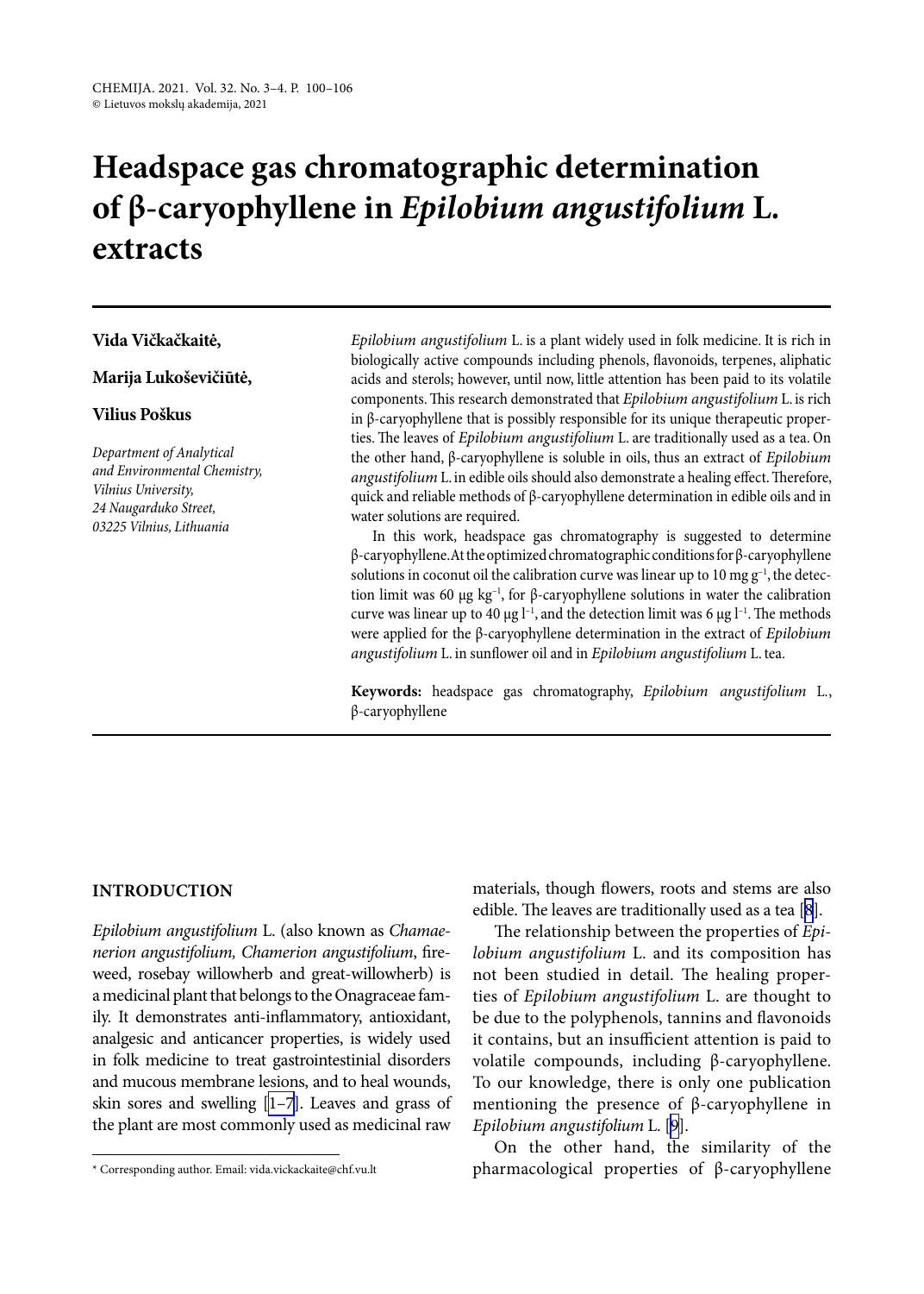# Headspace gas chromatographic determination of β-caryophyllene in *Epilobium angustifolium* L. extracts

**Vida Vičkačkaitė,**

**Marija Lukoševičiūtė,**

**Vilius Poškus**

*Department of Analytical and Environmental Chemistry, Vilnius University, 24 Naugarduko Street, 03225 Vilnius, Lithuania*

*Epilobium angustifolium* L. is a plant widely used in folk medicine. It is rich in biologically active compounds including phenols, flavonoids, terpenes, aliphatic acids and sterols; however, until now, little attention has been paid to its volatile components. This research demonstrated that *Epilobium angustifolium* L. is rich in β-caryophyllene that is possibly responsible for its unique therapeutic properties. The leaves of *Epilobium angustifolium* L. are traditionally used as a tea. On the other hand, β-caryophyllene is soluble in oils, thus an extract of *Epilobium angustifolium* L. in edible oils should also demonstrate a healing effect. Therefore, quick and reliable methods of β-caryophyllene determination in edible oils and in water solutions are required.

In this work, headspace gas chromatography is suggested to determine β-caryophyllene. At the optimized chromatographic conditions for β-caryophyllene solutions in coconut oil the calibration curve was linear up to 10 mg $g^{-1}$, the detection limit was 60 μg $kg^{-1}$, for β-caryophyllene solutions in water the calibration curve was linear up to 40 μg $l^{-1}$, and the detection limit was 6 μg $l^{-1}$. The methods were applied for the β-caryophyllene determination in the extract of *Epilobium angustifolium* L. in sunflower oil and in *Epilobium angustifolium* L. tea.

**Keywords:** headspace gas chromatography, *Epilobium angustifolium* L., β-caryophyllene

## INTRODUCTION

*Epilobium angustifolium* L. (also known as *Chamaenerion angustifolium, Chamerion angustifolium*, fireweed, rosebay willowherb and great-willowherb) is a medicinal plant that belongs to the Onagraceae family. It demonstrates anti-inflammatory, antioxidant, analgesic and anticancer properties, is widely used in folk medicine to treat gastrointestinial disorders and mucous membrane lesions, and to heal wounds, skin sores and swelling [1–7]. Leaves and grass of the plant are most commonly used as medicinal raw materials, though flowers, roots and stems are also edible. The leaves are traditionally used as a tea [8].

The relationship between the properties of *Epilobium angustifolium* L. and its composition has not been studied in detail. The healing properties of *Epilobium angustifolium* L. are thought to be due to the polyphenols, tannins and flavonoids it contains, but an insufficient attention is paid to volatile compounds, including β-caryophyllene. To our knowledge, there is only one publication mentioning the presence of β-caryophyllene in *Epilobium angustifolium* L. [9].

On the other hand, the similarity of the pharmacological properties of β-caryophyllene

\* Corresponding author. Email: vida.vickackaite@chf.vu.lt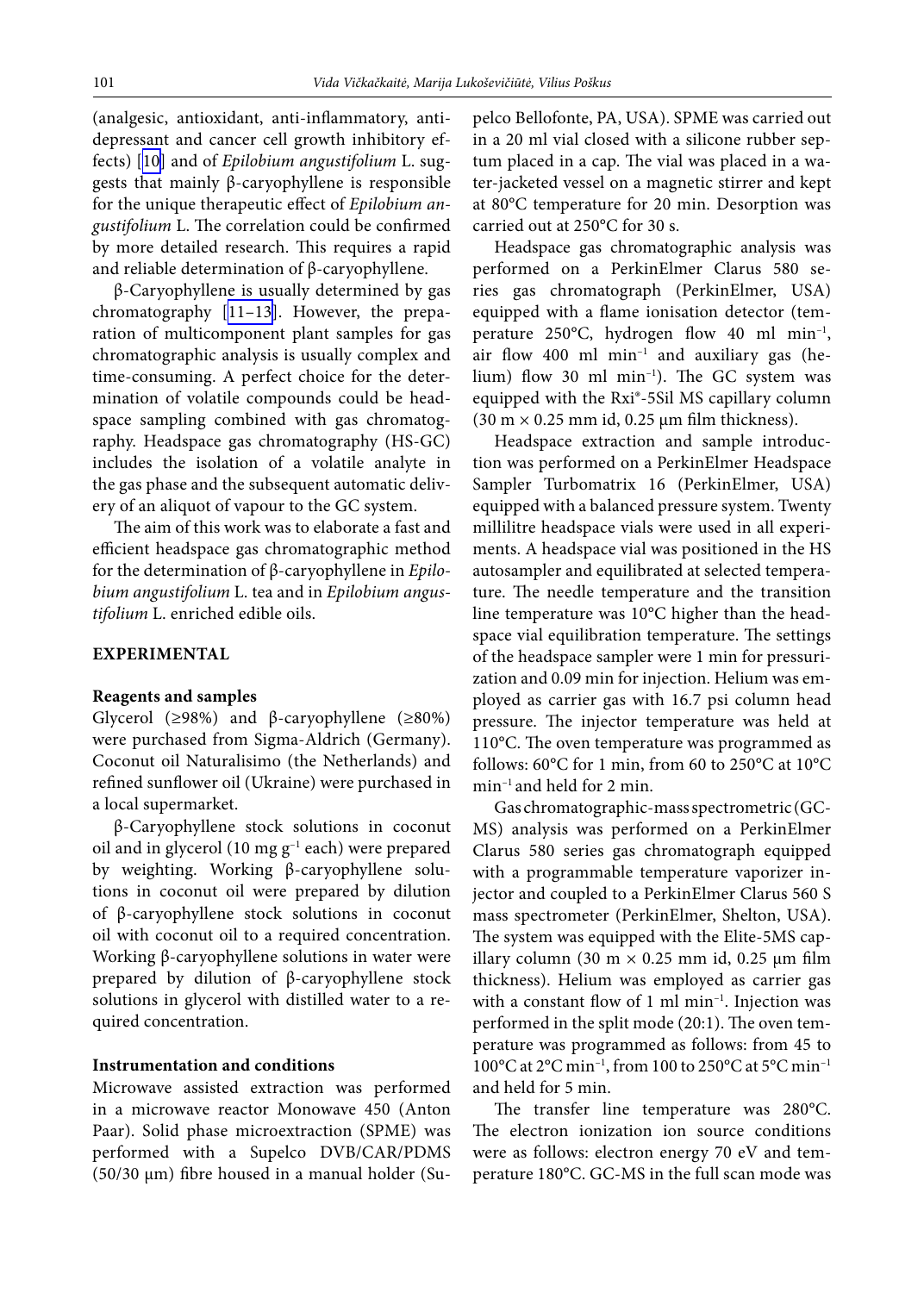(analgesic, antioxidant, anti-inflammatory, antidepressant and cancer cell growth inhibitory effects) [10] and of *Epilobium angustifolium* L. suggests that mainly β-caryophyllene is responsible for the unique therapeutic effect of *Epilobium angustifolium* L. The correlation could be confirmed by more detailed research. This requires a rapid and reliable determination of β-caryophyllene.

β-Caryophyllene is usually determined by gas chromatography [11–13]. However, the preparation of multicomponent plant samples for gas chromatographic analysis is usually complex and time-consuming. A perfect choice for the determination of volatile compounds could be headspace sampling combined with gas chromatography. Headspace gas chromatography (HS-GC) includes the isolation of a volatile analyte in the gas phase and the subsequent automatic delivery of an aliquot of vapour to the GC system.

The aim of this work was to elaborate a fast and efficient headspace gas chromatographic method for the determination of β-caryophyllene in *Epilobium angustifolium* L. tea and in *Epilobium angustifolium* L. enriched edible oils.

## EXPERIMENTAL

### Reagents and samples

Glycerol (≥98%) and β-caryophyllene (≥80%) were purchased from Sigma-Aldrich (Germany). Coconut oil Naturalisimo (the Netherlands) and refined sunflower oil (Ukraine) were purchased in a local supermarket.

β-Caryophyllene stock solutions in coconut oil and in glycerol (10 mg $g^{-1}$ each) were prepared by weighting. Working β-caryophyllene solutions in coconut oil were prepared by dilution of β-caryophyllene stock solutions in coconut oil with coconut oil to a required concentration. Working β-caryophyllene solutions in water were prepared by dilution of β-caryophyllene stock solutions in glycerol with distilled water to a required concentration.

### Instrumentation and conditions

Microwave assisted extraction was performed in a microwave reactor Monowave 450 (Anton Paar). Solid phase microextraction (SPME) was performed with a Supelco DVB/CAR/PDMS (50/30 μm) fibre housed in a manual holder (Supelco Bellofonte, PA, USA). SPME was carried out in a 20 ml vial closed with a silicone rubber septum placed in a cap. The vial was placed in a water-jacketed vessel on a magnetic stirrer and kept at 80°C temperature for 20 min. Desorption was carried out at 250°C for 30 s.

Headspace gas chromatographic analysis was performed on a PerkinElmer Clarus 580 series gas chromatograph (PerkinElmer, USA) equipped with a flame ionisation detector (temperature 250°C, hydrogen flow 40 ml $min^{-1}$, air flow 400 ml $min^{-1}$ and auxiliary gas (helium) flow 30 ml $min^{-1}$). The GC system was equipped with the Rxi®-5Sil MS capillary column (30 m × 0.25 mm id, 0.25 μm film thickness).

Headspace extraction and sample introduction was performed on a PerkinElmer Headspace Sampler Turbomatrix 16 (PerkinElmer, USA) equipped with a balanced pressure system. Twenty millilitre headspace vials were used in all experiments. A headspace vial was positioned in the HS autosampler and equilibrated at selected temperature. The needle temperature and the transition line temperature was 10°C higher than the headspace vial equilibration temperature. The settings of the headspace sampler were 1 min for pressurization and 0.09 min for injection. Helium was employed as carrier gas with 16.7 psi column head pressure. The injector temperature was held at 110°C. The oven temperature was programmed as follows: 60°C for 1 min, from 60 to 250°C at 10°C $min^{-1}$ and held for 2 min.

Gas chromatographic-mass spectrometric (GC-MS) analysis was performed on a PerkinElmer Clarus 580 series gas chromatograph equipped with a programmable temperature vaporizer injector and coupled to a PerkinElmer Clarus 560 S mass spectrometer (PerkinElmer, Shelton, USA). The system was equipped with the Elite-5MS capillary column (30 m × 0.25 mm id, 0.25 μm film thickness). Helium was employed as carrier gas with a constant flow of 1 ml $min^{-1}$. Injection was performed in the split mode (20:1). The oven temperature was programmed as follows: from 45 to 100°C at 2°C $min^{-1}$, from 100 to 250°C at 5°C $min^{-1}$ and held for 5 min.

The transfer line temperature was 280°C. The electron ionization ion source conditions were as follows: electron energy 70 eV and temperature 180°C. GC-MS in the full scan mode was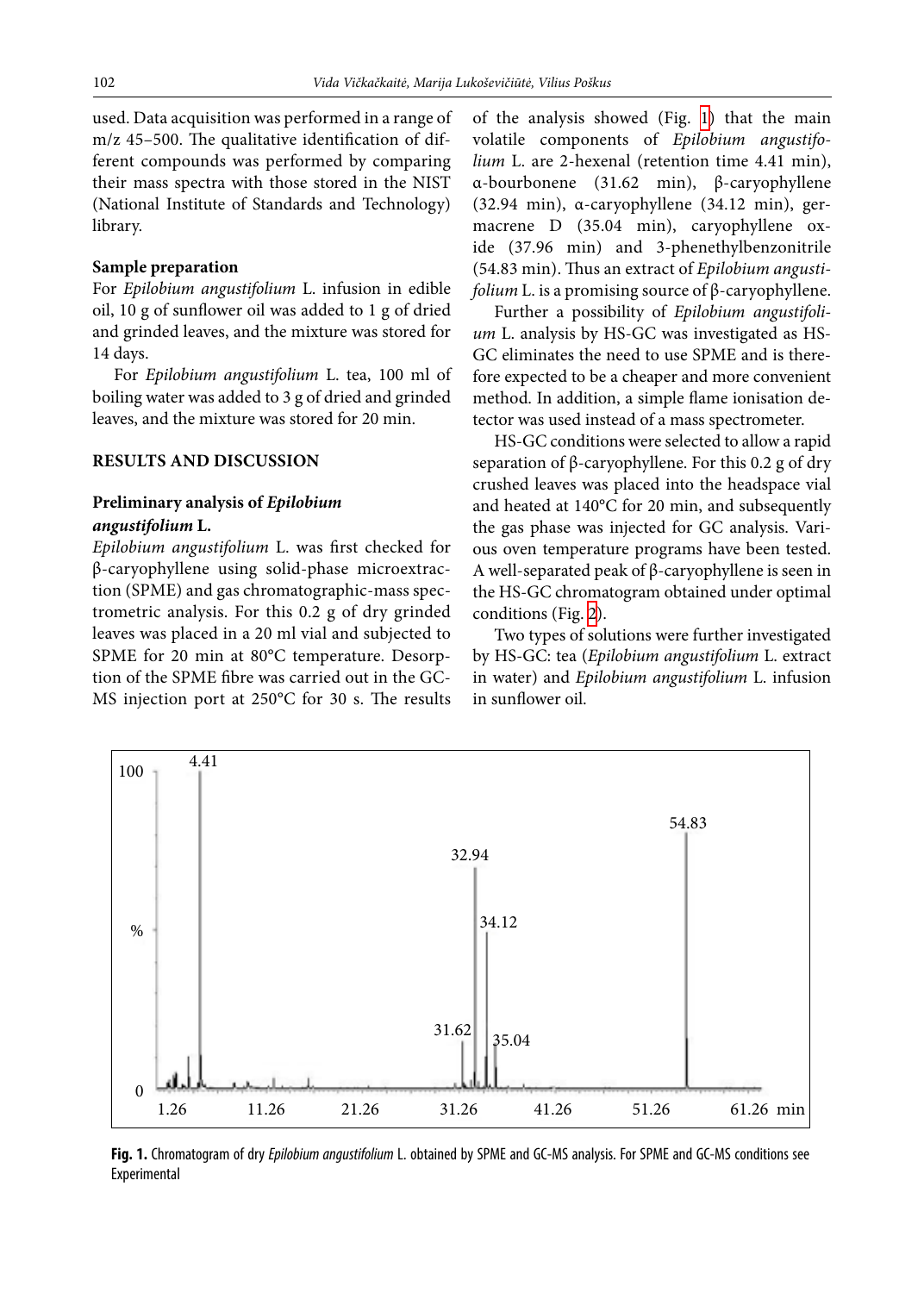used. Data acquisition was performed in a range of m/z 45–500. The qualitative identification of different compounds was performed by comparing their mass spectra with those stored in the NIST (National Institute of Standards and Technology) library.

**Sample preparation**

For *Epilobium angustifolium* L. infusion in edible oil, 10 g of sunflower oil was added to 1 g of dried and grinded leaves, and the mixture was stored for 14 days.

For *Epilobium angustifolium* L. tea, 100 ml of boiling water was added to 3 g of dried and grinded leaves, and the mixture was stored for 20 min.

## RESULTS AND DISCUSSION

### Preliminary analysis of *Epilobium angustifolium* L.

*Epilobium angustifolium* L. was first checked for β-caryophyllene using solid-phase microextraction (SPME) and gas chromatographic-mass spectrometric analysis. For this 0.2 g of dry grinded leaves was placed in a 20 ml vial and subjected to SPME for 20 min at 80°C temperature. Desorption of the SPME fibre was carried out in the GC-MS injection port at 250°C for 30 s. The results of the analysis showed (Fig. 1) that the main volatile components of *Epilobium angustifolium* L. are 2-hexenal (retention time 4.41 min), α-bourbonene (31.62 min), β-caryophyllene (32.94 min), α-caryophyllene (34.12 min), germacrene D (35.04 min), caryophyllene oxide (37.96 min) and 3-phenethylbenzonitrile (54.83 min). Thus an extract of *Epilobium angustifolium* L. is a promising source of β-caryophyllene.

Further a possibility of *Epilobium angustifolium* L. analysis by HS-GC was investigated as HS-GC eliminates the need to use SPME and is therefore expected to be a cheaper and more convenient method. In addition, a simple flame ionisation detector was used instead of a mass spectrometer.

HS-GC conditions were selected to allow a rapid separation of β-caryophyllene. For this 0.2 g of dry crushed leaves was placed into the headspace vial and heated at 140°C for 20 min, and subsequently the gas phase was injected for GC analysis. Various oven temperature programs have been tested. A well-separated peak of β-caryophyllene is seen in the HS-GC chromatogram obtained under optimal conditions (Fig. 2).

Two types of solutions were further investigated by HS-GC: tea (*Epilobium angustifolium* L. extract in water) and *Epilobium angustifolium* L. infusion in sunflower oil.

**Fig. 1.** Chromatogram of dry *Epilobium angustifolium* L. obtained by SPME and GC-MS analysis. For SPME and GC-MS conditions see Experimental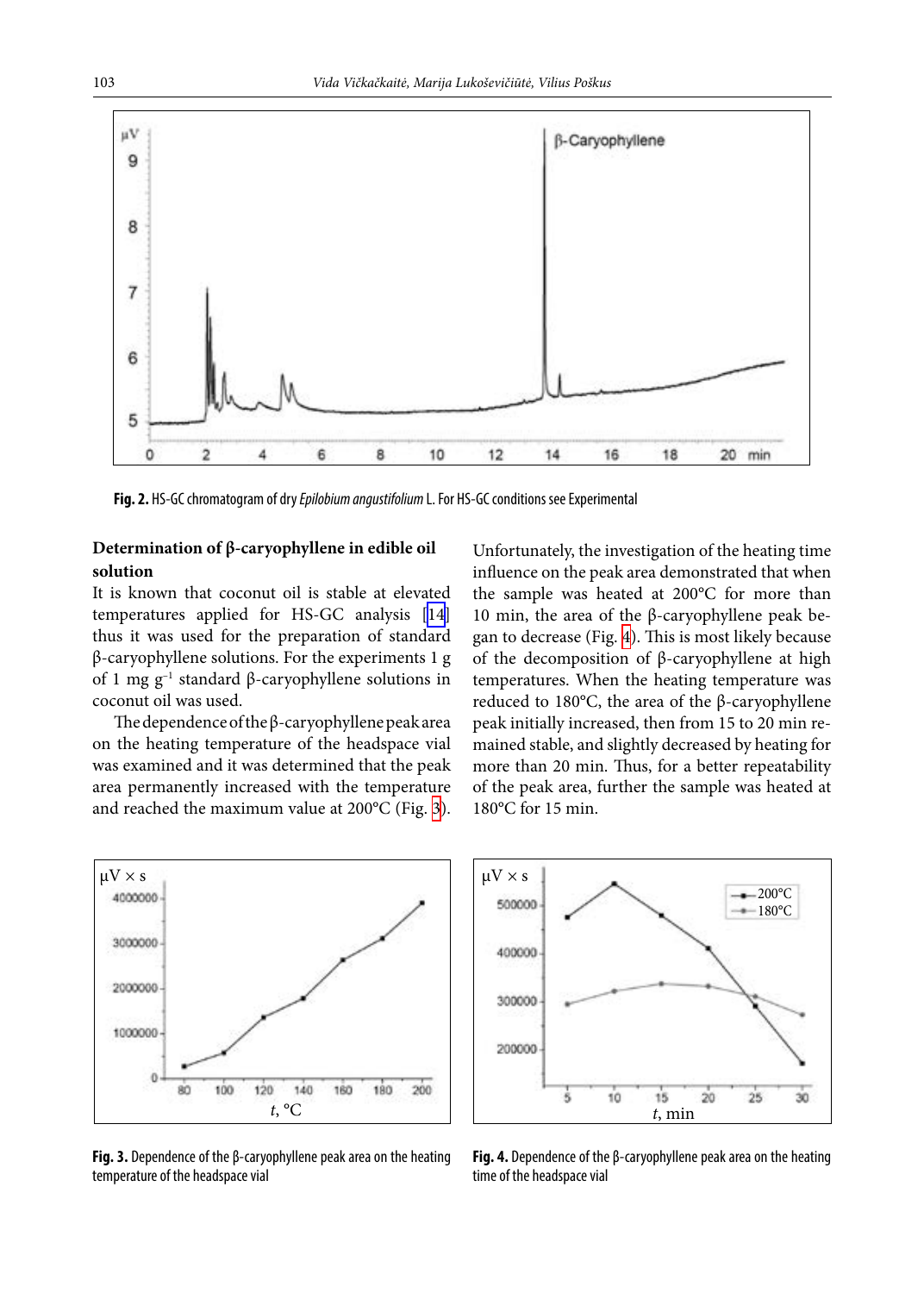Fig. 2. HS-GC chromatogram of dry *Epilobium angustifolium* L. For HS-GC conditions see Experimental

### Determination of β-caryophyllene in edible oil solution

It is known that coconut oil is stable at elevated temperatures applied for HS-GC analysis [14] thus it was used for the preparation of standard β-caryophyllene solutions. For the experiments 1 g of 1 mg $g^{-1}$ standard β-caryophyllene solutions in coconut oil was used.

The dependence of the β-caryophyllene peak area on the heating temperature of the headspace vial was examined and it was determined that the peak area permanently increased with the temperature and reached the maximum value at 200°C (Fig. 3).

Unfortunately, the investigation of the heating time influence on the peak area demonstrated that when the sample was heated at 200°C for more than 10 min, the area of the β-caryophyllene peak began to decrease (Fig. 4). This is most likely because of the decomposition of β-caryophyllene at high temperatures. When the heating temperature was reduced to 180°C, the area of the β-caryophyllene peak initially increased, then from 15 to 20 min remained stable, and slightly decreased by heating for more than 20 min. Thus, for a better repeatability of the peak area, further the sample was heated at 180°C for 15 min.

Fig. 3. Dependence of the β-caryophyllene peak area on the heating temperature of the headspace vial

Fig. 4. Dependence of the β-caryophyllene peak area on the heating time of the headspace vial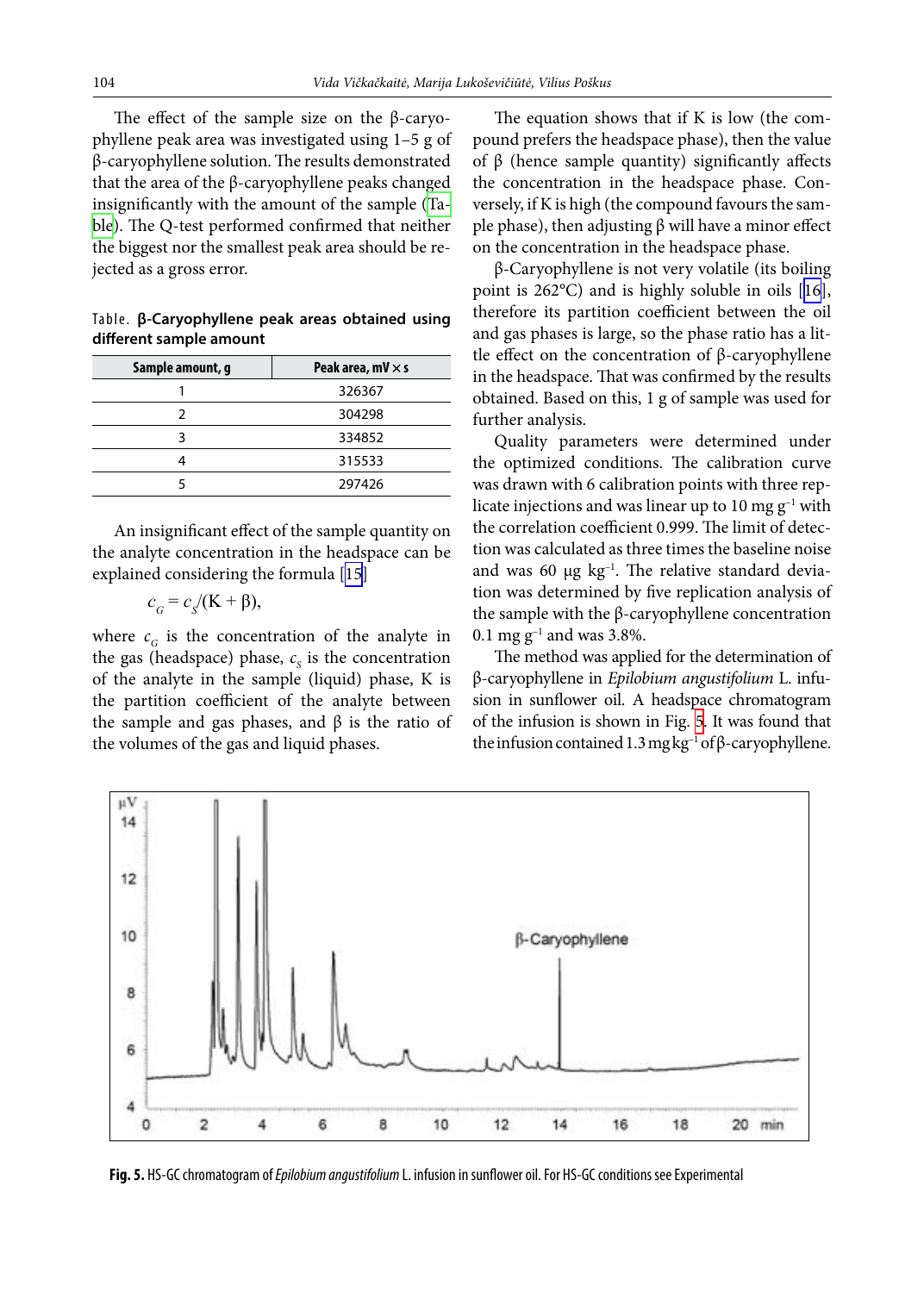The effect of the sample size on the β-caryophyllene peak area was investigated using 1–5 g of β-caryophyllene solution. The results demonstrated that the area of the β-caryophyllene peaks changed insignificantly with the amount of the sample (Table). The Q-test performed confirmed that neither the biggest nor the smallest peak area should be rejected as a gross error.

Table. **β-Caryophyllene peak areas obtained using different sample amount**

| Sample amount, g | Peak area, mV × s |
|---|---|
| 1 | 326367 |
| 2 | 304298 |
| 3 | 334852 |
| 4 | 315533 |
| 5 | 297426 |

An insignificant effect of the sample quantity on the analyte concentration in the headspace can be explained considering the formula [15]

$$c_G = c_S/(\mathrm{K} + \beta),$$

where $c_G$ is the concentration of the analyte in the gas (headspace) phase, $c_s$ is the concentration of the analyte in the sample (liquid) phase, K is the partition coefficient of the analyte between the sample and gas phases, and β is the ratio of the volumes of the gas and liquid phases.

The equation shows that if K is low (the compound prefers the headspace phase), then the value of β (hence sample quantity) significantly affects the concentration in the headspace phase. Conversely, if K is high (the compound favours the sample phase), then adjusting β will have a minor effect on the concentration in the headspace phase.

β-Caryophyllene is not very volatile (its boiling point is 262°C) and is highly soluble in oils [16], therefore its partition coefficient between the oil and gas phases is large, so the phase ratio has a little effect on the concentration of β-caryophyllene in the headspace. That was confirmed by the results obtained. Based on this, 1 g of sample was used for further analysis.

Quality parameters were determined under the optimized conditions. The calibration curve was drawn with 6 calibration points with three replicate injections and was linear up to 10 mg $g^{-1}$ with the correlation coefficient 0.999. The limit of detection was calculated as three times the baseline noise and was 60 μg $kg^{-1}$. The relative standard deviation was determined by five replication analysis of the sample with the β-caryophyllene concentration 0.1 mg $g^{-1}$ and was 3.8%.

The method was applied for the determination of β-caryophyllene in *Epilobium angustifolium* L. infusion in sunflower oil. A headspace chromatogram of the infusion is shown in Fig. 5. It was found that the infusion contained 1.3 mg $kg^{-1}$ of β-caryophyllene.

**Fig. 5.** HS-GC chromatogram of *Epilobium angustifolium* L. infusion in sunflower oil. For HS-GC conditions see Experimental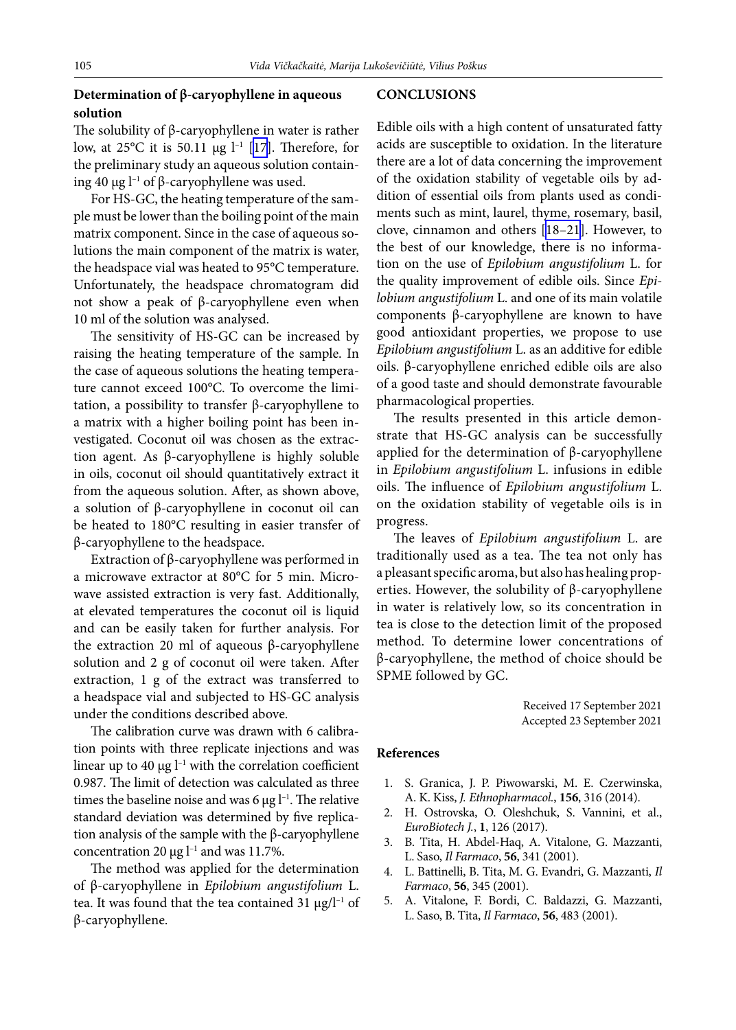### Determination of β-caryophyllene in aqueous solution

The solubility of β-caryophyllene in water is rather low, at 25°C it is 50.11 μg $l^{-1}$ [17]. Therefore, for the preliminary study an aqueous solution containing 40 μg $l^{-1}$ of β-caryophyllene was used.

For HS-GC, the heating temperature of the sample must be lower than the boiling point of the main matrix component. Since in the case of aqueous solutions the main component of the matrix is water, the headspace vial was heated to 95°C temperature. Unfortunately, the headspace chromatogram did not show a peak of β-caryophyllene even when 10 ml of the solution was analysed.

The sensitivity of HS-GC can be increased by raising the heating temperature of the sample. In the case of aqueous solutions the heating temperature cannot exceed 100°C. To overcome the limitation, a possibility to transfer β-caryophyllene to a matrix with a higher boiling point has been investigated. Coconut oil was chosen as the extraction agent. As β-caryophyllene is highly soluble in oils, coconut oil should quantitatively extract it from the aqueous solution. After, as shown above, a solution of β-caryophyllene in coconut oil can be heated to 180°C resulting in easier transfer of β-caryophyllene to the headspace.

Extraction of β-caryophyllene was performed in a microwave extractor at 80°C for 5 min. Microwave assisted extraction is very fast. Additionally, at elevated temperatures the coconut oil is liquid and can be easily taken for further analysis. For the extraction 20 ml of aqueous β-caryophyllene solution and 2 g of coconut oil were taken. After extraction, 1 g of the extract was transferred to a headspace vial and subjected to HS-GC analysis under the conditions described above.

The calibration curve was drawn with 6 calibration points with three replicate injections and was linear up to 40 μg $l^{-1}$ with the correlation coefficient 0.987. The limit of detection was calculated as three times the baseline noise and was 6 μg $l^{-1}$. The relative standard deviation was determined by five replica-tion analysis of the sample with the β-caryophyllene concentration 20 μg $l^{-1}$ and was 11.7%.

The method was applied for the determination of β-caryophyllene in *Epilobium angustifolium* L. tea. It was found that the tea contained 31 μg/$l^{-1}$ of β-caryophyllene.

## CONCLUSIONS

Edible oils with a high content of unsaturated fatty acids are susceptible to oxidation. In the literature there are a lot of data concerning the improvement of the oxidation stability of vegetable oils by addition of essential oils from plants used as condiments such as mint, laurel, thyme, rosemary, basil, clove, cinnamon and others [18–21]. However, to the best of our knowledge, there is no information on the use of *Epilobium angustifolium* L. for the quality improvement of edible oils. Since *Epilobium angustifolium* L. and one of its main volatile components β-caryophyllene are known to have good antioxidant properties, we propose to use *Epilobium angustifolium* L. as an additive for edible oils. β-caryophyllene enriched edible oils are also of a good taste and should demonstrate favourable pharmacological properties.

The results presented in this article demonstrate that HS-GC analysis can be successfully applied for the determination of β-caryophyllene in *Epilobium angustifolium* L. infusions in edible oils. The influence of *Epilobium angustifolium* L. on the oxidation stability of vegetable oils is in progress.

The leaves of *Epilobium angustifolium* L. are traditionally used as a tea. The tea not only has a pleasant specific aroma, but also has healing properties. However, the solubility of β-caryophyllene in water is relatively low, so its concentration in tea is close to the detection limit of the proposed method. To determine lower concentrations of β-caryophyllene, the method of choice should be SPME followed by GC.

Received 17 September 2021
Accepted 23 September 2021

## References

1. S. Granica, J. P. Piwowarski, M. E. Czerwinska, A. K. Kiss, *J. Ethnopharmacol.*, **156**, 316 (2014).
2. H. Ostrovska, O. Oleshchuk, S. Vannini, et al., *EuroBiotech J.*, **1**, 126 (2017).
3. B. Tita, H. Abdel-Haq, A. Vitalone, G. Mazzanti, L. Saso, *Il Farmaco*, **56**, 341 (2001).
4. L. Battinelli, B. Tita, M. G. Evandri, G. Mazzanti, *Il Farmaco*, **56**, 345 (2001).
5. A. Vitalone, F. Bordi, C. Baldazzi, G. Mazzanti, L. Saso, B. Tita, *Il Farmaco*, **56**, 483 (2001).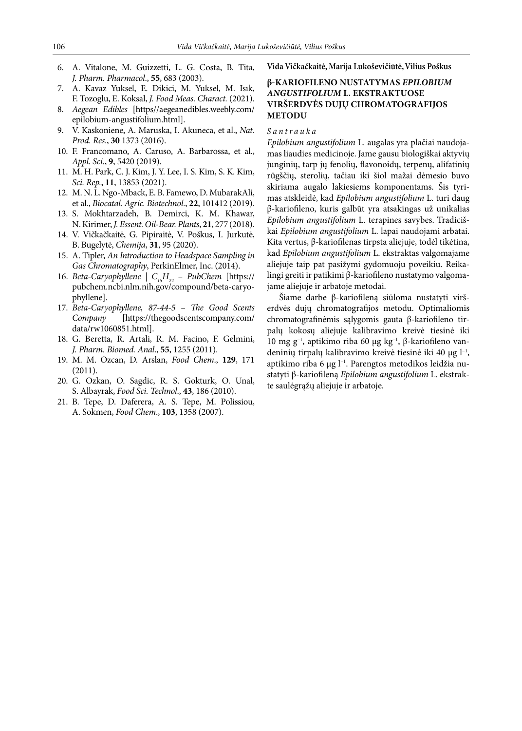6. A. Vitalone, M. Guizzetti, L. G. Costa, B. Tita, *J. Pharm. Pharmacol*., **55**, 683 (2003).
7. A. Kavaz Yuksel, E. Dikici, M. Yuksel, M. Isık, F. Tozoglu, E. Koksal, *J. Food Meas. Charact.* (2021).
8. *Aegean Edibles* [https//aegeanedibles.weebly.com/epilobium-angustifolium.html].
9. V. Kaskoniene, A. Maruska, I. Akuneca, et al., *Nat. Prod. Res*., **30** 1373 (2016).
10. F. Francomano, A. Caruso, A. Barbarossa, et al., *Appl. Sci.*, **9**, 5420 (2019).
11. M. H. Park, C. J. Kim, J. Y. Lee, I. S. Kim, S. K. Kim, *Sci. Rep.*, **11**, 13853 (2021).
12. M. N. L. Ngo-Mback, E. B. Famewo, D. MubarakAli, et al., *Biocatal. Agric. Biotechnol*., **22**, 101412 (2019).
13. S. Mokhtarzadeh, B. Demirci, K. M. Khawar, N. Kirimer, *J. Essent. Oil-Bear. Plants*, **21**, 277 (2018).
14. V. Vičkačkaitė, G. Pipiraitė, V. Poškus, I. Jurkutė, B. Bugelytė, *Chemija*, **31**, 95 (2020).
15. A. Tipler, *An Introduction to Headspace Sampling in Gas Chromatography*, PerkinElmer, Inc. (2014).
16. *Beta-Caryophyllene | $C_{15}H_{24}$ – PubChem* [https://pubchem.ncbi.nlm.nih.gov/compound/beta-caryophyllene].
17. *Beta-Caryophyllene, 87-44-5 – The Good Scents Company* [https://thegoodscentscompany.com/data/rw1060851.html].
18. G. Beretta, R. Artali, R. M. Facino, F. Gelmini, *J. Pharm. Biomed. Anal*., **55**, 1255 (2011).
19. M. M. Ozcan, D. Arslan, *Food Chem*., **129**, 171 (2011).
20. G. Ozkan, O. Sagdic, R. S. Gokturk, O. Unal, S. Albayrak, *Food Sci. Technol*., **43**, 186 (2010).
21. B. Tepe, D. Daferera, A. S. Tepe, M. Polissiou, A. Sokmen, *Food Chem*., **103**, 1358 (2007).

**Vida Vičkačkaitė, Marija Lukoševičiūtė, Vilius Poškus**

## β-KARIOFILENO NUSTATYMAS *EPILOBIUM ANGUSTIFOLIUM* L. EKSTRAKTUOSE VIRŠERDVĖS DUJŲ CHROMATOGRAFIJOS METODU

*Santrauka*

*Epilobium angustifolium* L. augalas yra plačiai naudojamas liaudies medicinoje. Jame gausu biologiškai aktyvių junginių, tarp jų fenolių, flavonoidų, terpenų, alifatinių rūgščių, sterolių, tačiau iki šiol mažai dėmesio buvo skiriama augalo lakiesiems komponentams. Šis tyrimas atskleidė, kad *Epilobium angustifolium* L. turi daug β-kariofileno, kuris galbūt yra atsakingas už unikalias *Epilobium angustifolium* L. terapines savybes. Tradiciškai *Epilobium angustifolium* L. lapai naudojami arbatai. Kita vertus, β-kariofilenas tirpsta aliejuje, todėl tikėtina, kad *Epilobium angustifolium* L. ekstraktas valgomajame aliejuje taip pat pasižymi gydomuoju poveikiu. Reikalingi greiti ir patikimi β-kariofileno nustatymo valgomajame aliejuje ir arbatoje metodai.

Šiame darbe β-kariofileną siūloma nustatyti viršerdvės dujų chromatografijos metodu. Optimaliomis chromatografinėmis sąlygomis gauta β-kariofileno tirpalų kokosų aliejuje kalibravimo kreivė tiesinė iki 10 mg g$^{-1}$, aptikimo riba 60 μg kg$^{-1}$, β-kariofileno vandeninių tirpalų kalibravimo kreivė tiesinė iki 40 μg l$^{-1}$, aptikimo riba 6 μg l$^{-1}$. Parengtos metodikos leidžia nustatyti β-kariofileną *Epilobium angustifolium* L. ekstrakte saulėgrąžų aliejuje ir arbatoje.